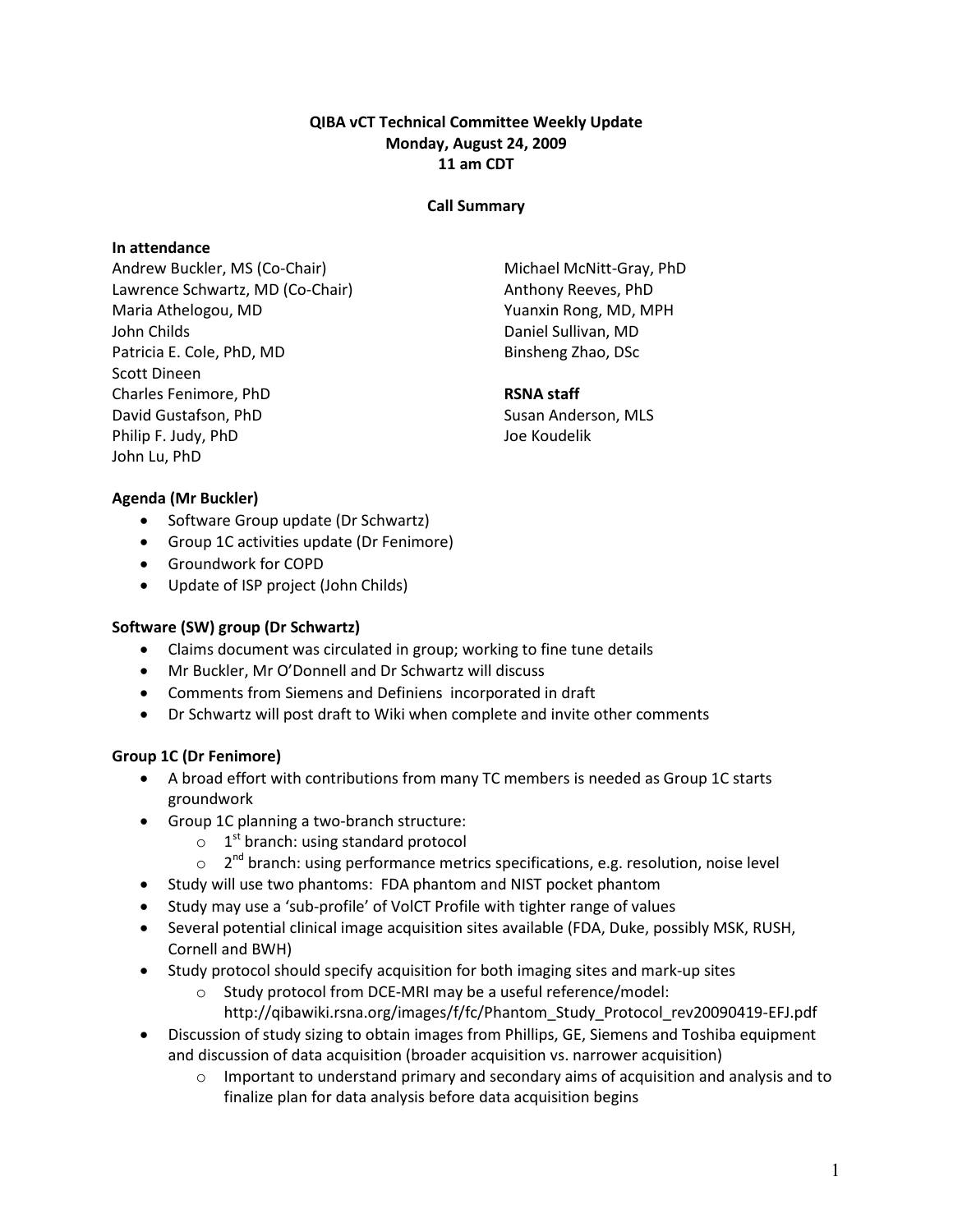**QIBA vCT Technical Committee Weekly Update**
**Monday, August 24, 2009**
**11 am CDT**

**Call Summary**

**In attendance**

Andrew Buckler, MS (Co-Chair)
Lawrence Schwartz, MD (Co-Chair)
Maria Athelogou, MD
John Childs
Patricia E. Cole, PhD, MD
Scott Dineen
Charles Fenimore, PhD
David Gustafson, PhD
Philip F. Judy, PhD
John Lu, PhD
Michael McNitt-Gray, PhD
Anthony Reeves, PhD
Yuanxin Rong, MD, MPH
Daniel Sullivan, MD
Binsheng Zhao, DSc

**RSNA staff**

Susan Anderson, MLS
Joe Koudelik

**Agenda (Mr Buckler)**

- Software Group update (Dr Schwartz)
- Group 1C activities update (Dr Fenimore)
- Groundwork for COPD
- Update of ISP project (John Childs)

**Software (SW) group (Dr Schwartz)**

- Claims document was circulated in group; working to fine tune details
- Mr Buckler, Mr O'Donnell and Dr Schwartz will discuss
- Comments from Siemens and Definiens incorporated in draft
- Dr Schwartz will post draft to Wiki when complete and invite other comments

**Group 1C (Dr Fenimore)**

- A broad effort with contributions from many TC members is needed as Group 1C starts groundwork
- Group 1C planning a two-branch structure:
    - 1st branch: using standard protocol
    - 2nd branch: using performance metrics specifications, e.g. resolution, noise level
- Study will use two phantoms: FDA phantom and NIST pocket phantom
- Study may use a 'sub-profile' of VolCT Profile with tighter range of values
- Several potential clinical image acquisition sites available (FDA, Duke, possibly MSK, RUSH, Cornell and BWH)
- Study protocol should specify acquisition for both imaging sites and mark-up sites
    - Study protocol from DCE-MRI may be a useful reference/model: http://qibawiki.rsna.org/images/f/fc/Phantom_Study_Protocol_rev20090419-EFJ.pdf
- Discussion of study sizing to obtain images from Phillips, GE, Siemens and Toshiba equipment and discussion of data acquisition (broader acquisition vs. narrower acquisition)
    - Important to understand primary and secondary aims of acquisition and analysis and to finalize plan for data analysis before data acquisition begins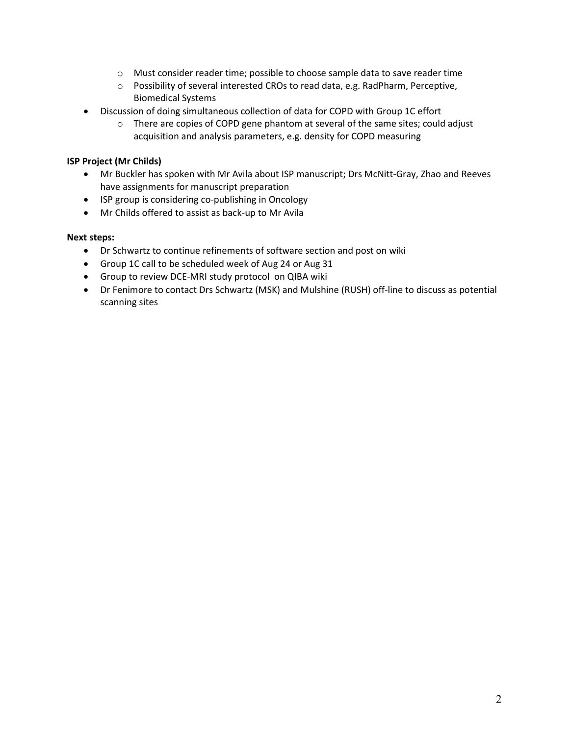- Must consider reader time; possible to choose sample data to save reader time
  - Possibility of several interested CROs to read data, e.g. RadPharm, Perceptive, Biomedical Systems
- Discussion of doing simultaneous collection of data for COPD with Group 1C effort
  - There are copies of COPD gene phantom at several of the same sites; could adjust acquisition and analysis parameters, e.g. density for COPD measuring

**ISP Project (Mr Childs)**

- Mr Buckler has spoken with Mr Avila about ISP manuscript; Drs McNitt-Gray, Zhao and Reeves have assignments for manuscript preparation
- ISP group is considering co-publishing in Oncology
- Mr Childs offered to assist as back-up to Mr Avila

**Next steps:**

- Dr Schwartz to continue refinements of software section and post on wiki
- Group 1C call to be scheduled week of Aug 24 or Aug 31
- Group to review DCE-MRI study protocol on QIBA wiki
- Dr Fenimore to contact Drs Schwartz (MSK) and Mulshine (RUSH) off-line to discuss as potential scanning sites